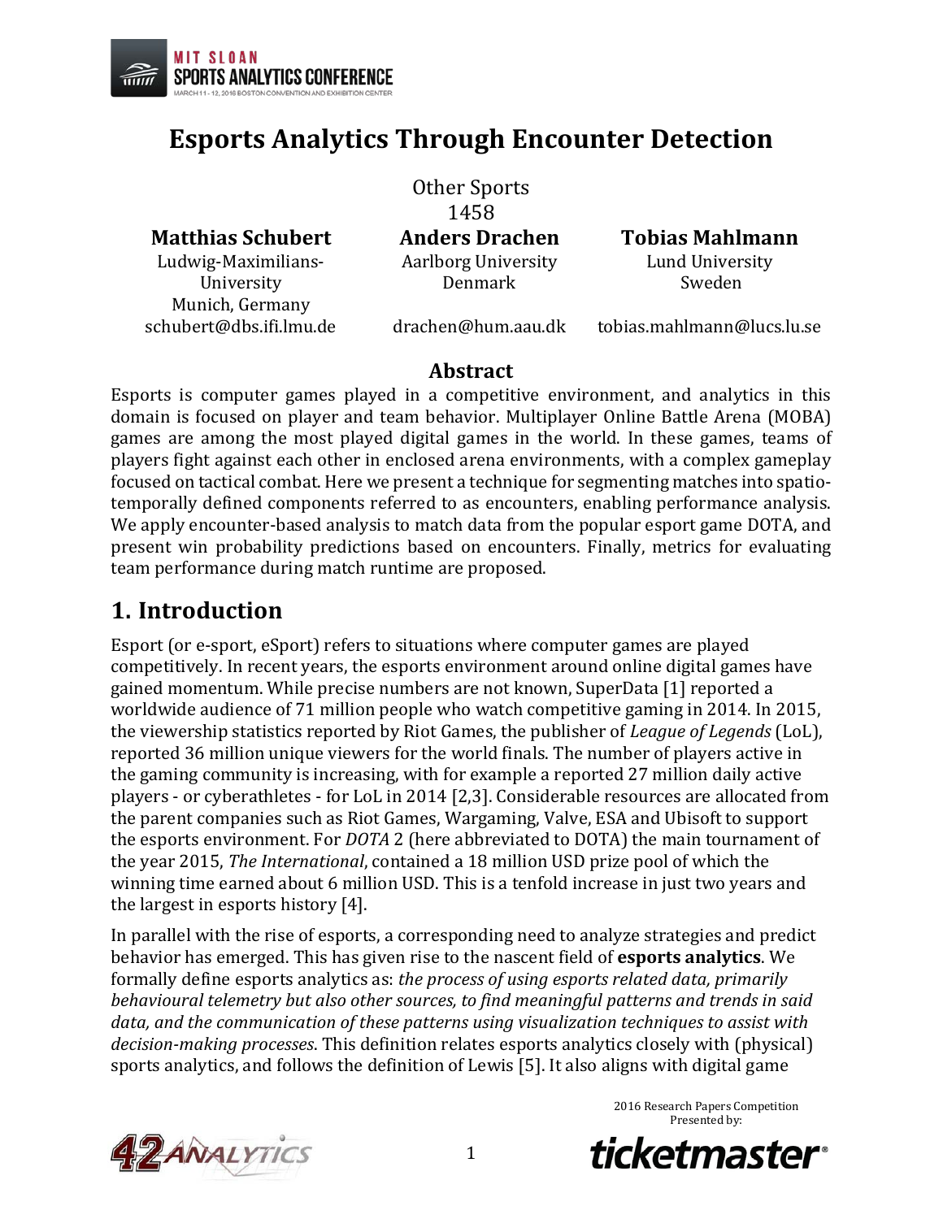# Esports Analytics Through Encounter Detection

Other Sports
1458

**Matthias Schubert**
Ludwig-Maximilians-University
Munich, Germany
schubert@dbs.ifi.lmu.de

**Anders Drachen**
Aarlborg University
Denmark
drachen@hum.aau.dk

**Tobias Mahlmann**
Lund University
Sweden
tobias.mahlmann@lucs.lu.se

## Abstract

Esports is computer games played in a competitive environment, and analytics in this domain is focused on player and team behavior. Multiplayer Online Battle Arena (MOBA) games are among the most played digital games in the world. In these games, teams of players fight against each other in enclosed arena environments, with a complex gameplay focused on tactical combat. Here we present a technique for segmenting matches into spatio-temporally defined components referred to as encounters, enabling performance analysis. We apply encounter-based analysis to match data from the popular esport game DOTA, and present win probability predictions based on encounters. Finally, metrics for evaluating team performance during match runtime are proposed.

## 1. Introduction

Esport (or e-sport, eSport) refers to situations where computer games are played competitively. In recent years, the esports environment around online digital games have gained momentum. While precise numbers are not known, SuperData [1] reported a worldwide audience of 71 million people who watch competitive gaming in 2014. In 2015, the viewership statistics reported by Riot Games, the publisher of *League of Legends* (LoL), reported 36 million unique viewers for the world finals. The number of players active in the gaming community is increasing, with for example a reported 27 million daily active players - or cyberathletes - for LoL in 2014 [2,3]. Considerable resources are allocated from the parent companies such as Riot Games, Wargaming, Valve, ESA and Ubisoft to support the esports environment. For *DOTA* 2 (here abbreviated to DOTA) the main tournament of the year 2015, *The International*, contained a 18 million USD prize pool of which the winning time earned about 6 million USD. This is a tenfold increase in just two years and the largest in esports history [4].

In parallel with the rise of esports, a corresponding need to analyze strategies and predict behavior has emerged. This has given rise to the nascent field of **esports analytics**. We formally define esports analytics as: *the process of using esports related data, primarily behavioural telemetry but also other sources, to find meaningful patterns and trends in said data, and the communication of these patterns using visualization techniques to assist with decision-making processes*. This definition relates esports analytics closely with (physical) sports analytics, and follows the definition of Lewis [5]. It also aligns with digital game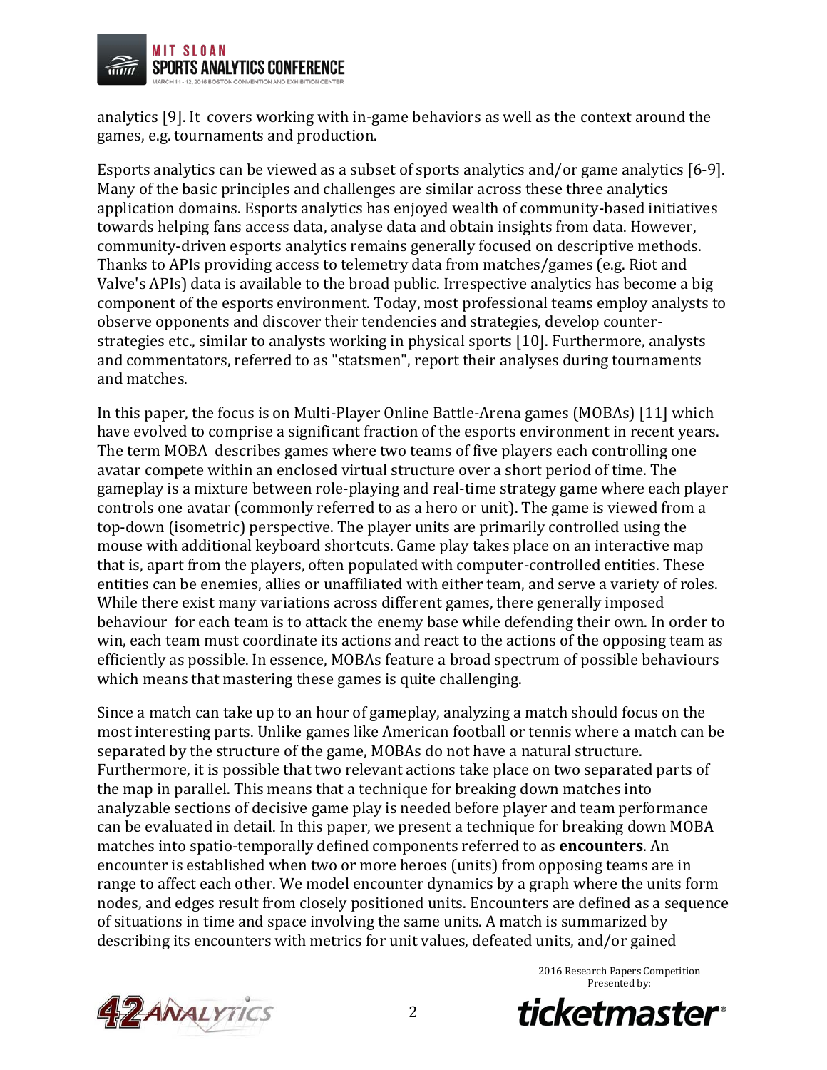analytics [9]. It covers working with in-game behaviors as well as the context around the games, e.g. tournaments and production.

Esports analytics can be viewed as a subset of sports analytics and/or game analytics [6-9]. Many of the basic principles and challenges are similar across these three analytics application domains. Esports analytics has enjoyed wealth of community-based initiatives towards helping fans access data, analyse data and obtain insights from data. However, community-driven esports analytics remains generally focused on descriptive methods. Thanks to APIs providing access to telemetry data from matches/games (e.g. Riot and Valve's APIs) data is available to the broad public. Irrespective analytics has become a big component of the esports environment. Today, most professional teams employ analysts to observe opponents and discover their tendencies and strategies, develop counter-strategies etc., similar to analysts working in physical sports [10]. Furthermore, analysts and commentators, referred to as "statsmen", report their analyses during tournaments and matches.

In this paper, the focus is on Multi-Player Online Battle-Arena games (MOBAs) [11] which have evolved to comprise a significant fraction of the esports environment in recent years. The term MOBA describes games where two teams of five players each controlling one avatar compete within an enclosed virtual structure over a short period of time. The gameplay is a mixture between role-playing and real-time strategy game where each player controls one avatar (commonly referred to as a hero or unit). The game is viewed from a top-down (isometric) perspective. The player units are primarily controlled using the mouse with additional keyboard shortcuts. Game play takes place on an interactive map that is, apart from the players, often populated with computer-controlled entities. These entities can be enemies, allies or unaffiliated with either team, and serve a variety of roles. While there exist many variations across different games, there generally imposed behaviour for each team is to attack the enemy base while defending their own. In order to win, each team must coordinate its actions and react to the actions of the opposing team as efficiently as possible. In essence, MOBAs feature a broad spectrum of possible behaviours which means that mastering these games is quite challenging.

Since a match can take up to an hour of gameplay, analyzing a match should focus on the most interesting parts. Unlike games like American football or tennis where a match can be separated by the structure of the game, MOBAs do not have a natural structure. Furthermore, it is possible that two relevant actions take place on two separated parts of the map in parallel. This means that a technique for breaking down matches into analyzable sections of decisive game play is needed before player and team performance can be evaluated in detail. In this paper, we present a technique for breaking down MOBA matches into spatio-temporally defined components referred to as **encounters**. An encounter is established when two or more heroes (units) from opposing teams are in range to affect each other. We model encounter dynamics by a graph where the units form nodes, and edges result from closely positioned units. Encounters are defined as a sequence of situations in time and space involving the same units. A match is summarized by describing its encounters with metrics for unit values, defeated units, and/or gained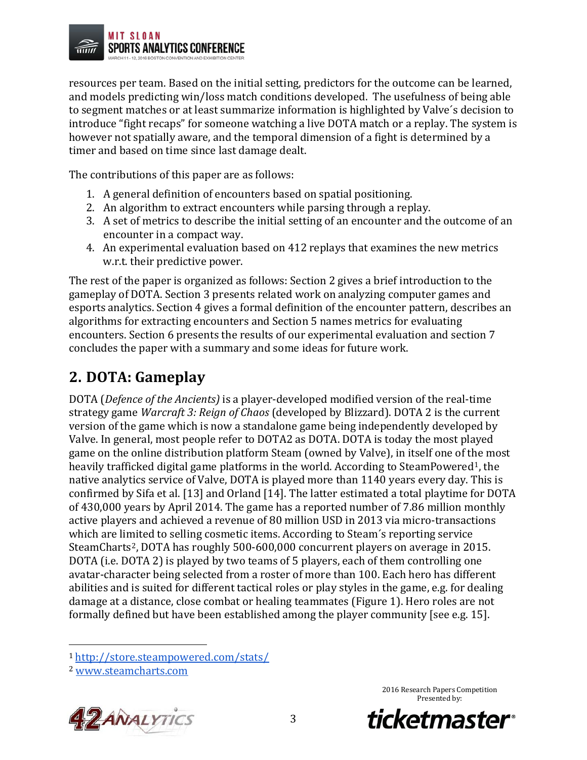resources per team. Based on the initial setting, predictors for the outcome can be learned, and models predicting win/loss match conditions developed. The usefulness of being able to segment matches or at least summarize information is highlighted by Valve´s decision to introduce "fight recaps" for someone watching a live DOTA match or a replay. The system is however not spatially aware, and the temporal dimension of a fight is determined by a timer and based on time since last damage dealt.

The contributions of this paper are as follows:

1. A general definition of encounters based on spatial positioning.
2. An algorithm to extract encounters while parsing through a replay.
3. A set of metrics to describe the initial setting of an encounter and the outcome of an encounter in a compact way.
4. An experimental evaluation based on 412 replays that examines the new metrics w.r.t. their predictive power.

The rest of the paper is organized as follows: Section 2 gives a brief introduction to the gameplay of DOTA. Section 3 presents related work on analyzing computer games and esports analytics. Section 4 gives a formal definition of the encounter pattern, describes an algorithms for extracting encounters and Section 5 names metrics for evaluating encounters. Section 6 presents the results of our experimental evaluation and section 7 concludes the paper with a summary and some ideas for future work.

## 2. DOTA: Gameplay

DOTA (*Defence of the Ancients)* is a player-developed modified version of the real-time strategy game *Warcraft 3: Reign of Chaos* (developed by Blizzard). DOTA 2 is the current version of the game which is now a standalone game being independently developed by Valve. In general, most people refer to DOTA2 as DOTA. DOTA is today the most played game on the online distribution platform Steam (owned by Valve), in itself one of the most heavily trafficked digital game platforms in the world. According to SteamPowered[1], the native analytics service of Valve, DOTA is played more than 1140 years every day. This is confirmed by Sifa et al. [13] and Orland [14]. The latter estimated a total playtime for DOTA of 430,000 years by April 2014. The game has a reported number of 7.86 million monthly active players and achieved a revenue of 80 million USD in 2013 via micro-transactions which are limited to selling cosmetic items. According to Steam´s reporting service SteamCharts[2], DOTA has roughly 500-600,000 concurrent players on average in 2015. DOTA (i.e. DOTA 2) is played by two teams of 5 players, each of them controlling one avatar-character being selected from a roster of more than 100. Each hero has different abilities and is suited for different tactical roles or play styles in the game, e.g. for dealing damage at a distance, close combat or healing teammates (Figure 1). Hero roles are not formally defined but have been established among the player community [see e.g. 15].

---

[1] http://store.steampowered.com/stats/

[2] www.steamcharts.com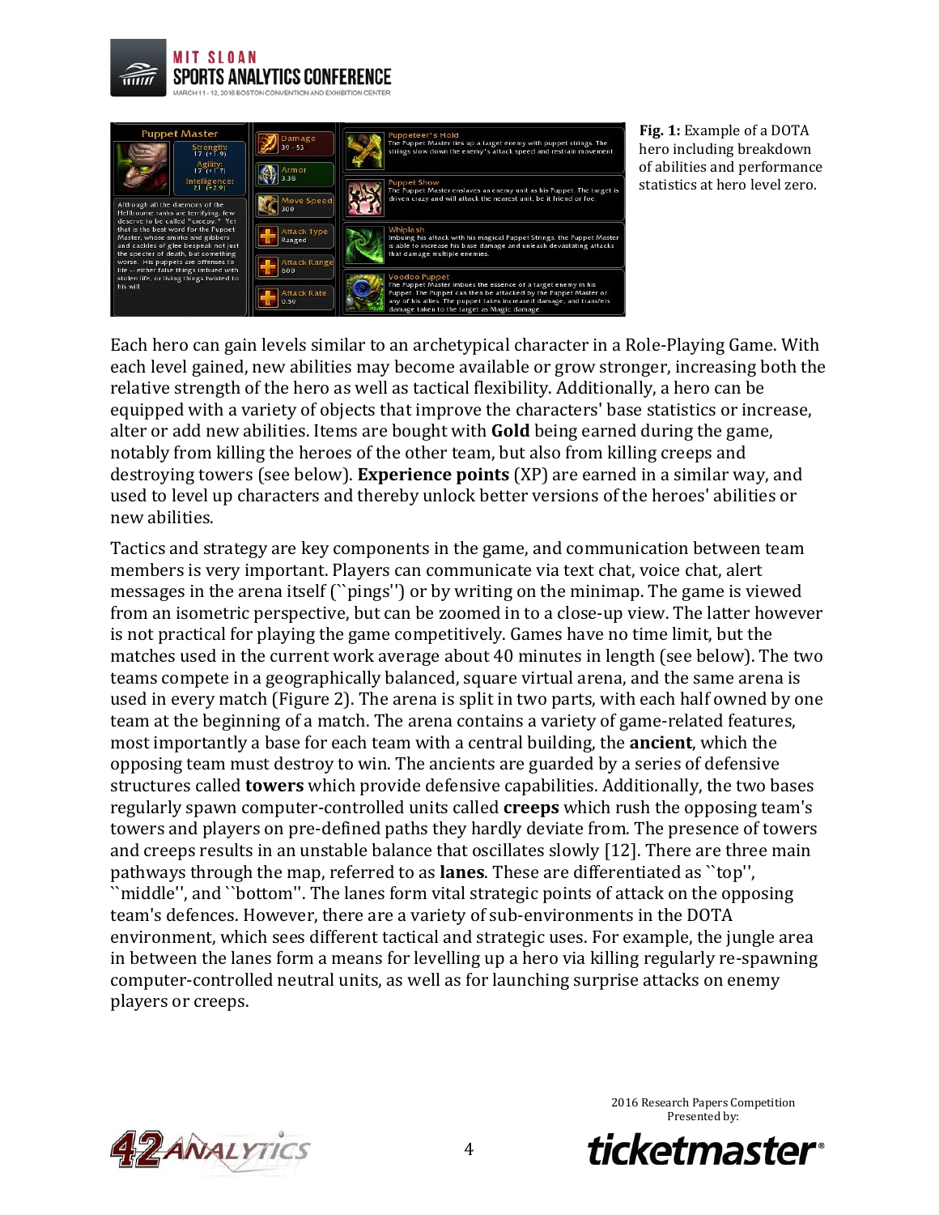**Fig. 1:** Example of a DOTA hero including breakdown of abilities and performance statistics at hero level zero.

Each hero can gain levels similar to an archetypical character in a Role-Playing Game. With each level gained, new abilities may become available or grow stronger, increasing both the relative strength of the hero as well as tactical flexibility. Additionally, a hero can be equipped with a variety of objects that improve the characters' base statistics or increase, alter or add new abilities. Items are bought with **Gold** being earned during the game, notably from killing the heroes of the other team, but also from killing creeps and destroying towers (see below). **Experience points** (XP) are earned in a similar way, and used to level up characters and thereby unlock better versions of the heroes' abilities or new abilities.

Tactics and strategy are key components in the game, and communication between team members is very important. Players can communicate via text chat, voice chat, alert messages in the arena itself (``pings'') or by writing on the minimap. The game is viewed from an isometric perspective, but can be zoomed in to a close-up view. The latter however is not practical for playing the game competitively. Games have no time limit, but the matches used in the current work average about 40 minutes in length (see below). The two teams compete in a geographically balanced, square virtual arena, and the same arena is used in every match (Figure 2). The arena is split in two parts, with each half owned by one team at the beginning of a match. The arena contains a variety of game-related features, most importantly a base for each team with a central building, the **ancient**, which the opposing team must destroy to win. The ancients are guarded by a series of defensive structures called **towers** which provide defensive capabilities. Additionally, the two bases regularly spawn computer-controlled units called **creeps** which rush the opposing team's towers and players on pre-defined paths they hardly deviate from. The presence of towers and creeps results in an unstable balance that oscillates slowly [12]. There are three main pathways through the map, referred to as **lanes**. These are differentiated as ``top'', ``middle'', and ``bottom''. The lanes form vital strategic points of attack on the opposing team's defences. However, there are a variety of sub-environments in the DOTA environment, which sees different tactical and strategic uses. For example, the jungle area in between the lanes form a means for levelling up a hero via killing regularly re-spawning computer-controlled neutral units, as well as for launching surprise attacks on enemy players or creeps.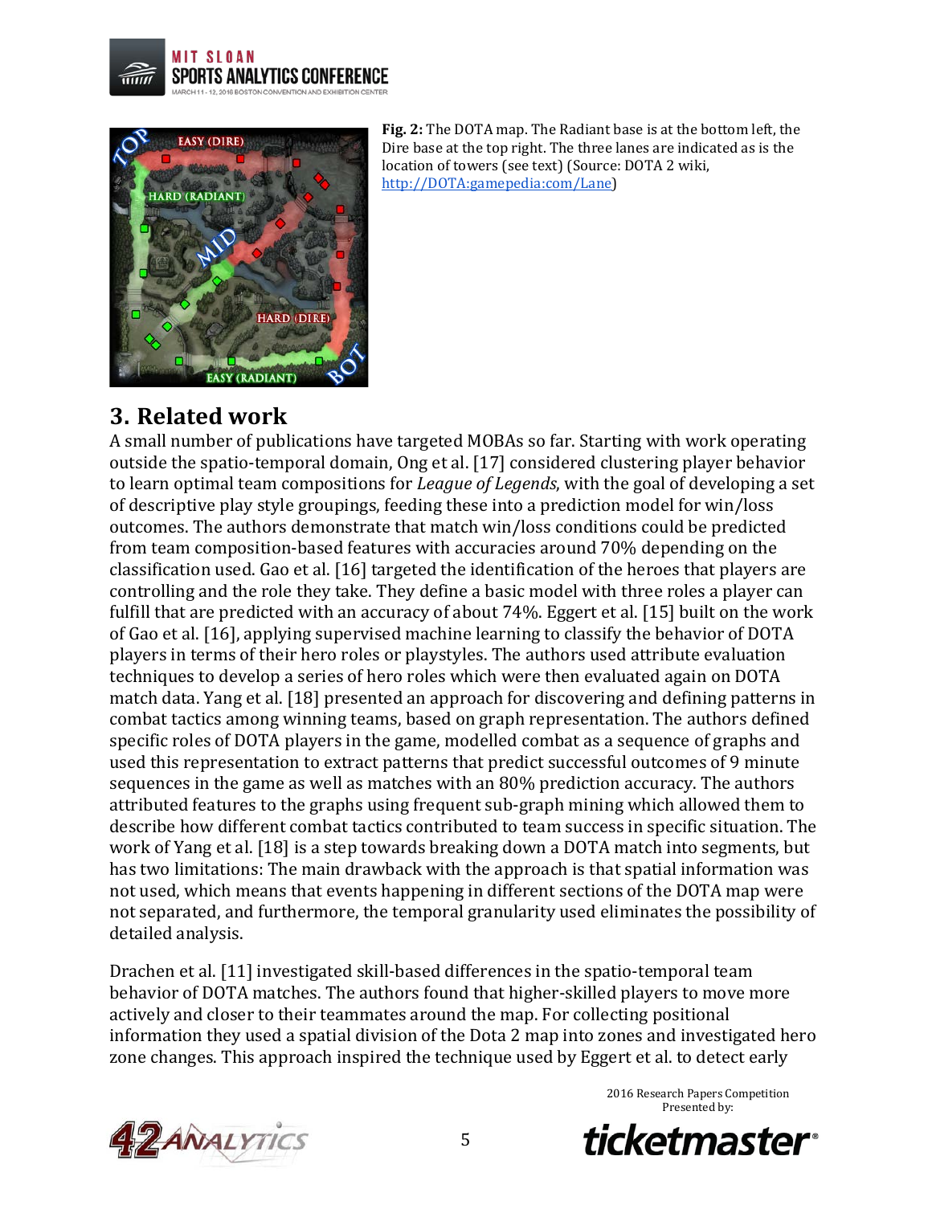**Fig. 2:** The DOTA map. The Radiant base is at the bottom left, the Dire base at the top right. The three lanes are indicated as is the location of towers (see text) (Source: DOTA 2 wiki, http://DOTA:gamepedia:com/Lane)

## 3. Related work

A small number of publications have targeted MOBAs so far. Starting with work operating outside the spatio-temporal domain, Ong et al. [17] considered clustering player behavior to learn optimal team compositions for *League of Legends*, with the goal of developing a set of descriptive play style groupings, feeding these into a prediction model for win/loss outcomes. The authors demonstrate that match win/loss conditions could be predicted from team composition-based features with accuracies around 70% depending on the classification used. Gao et al. [16] targeted the identification of the heroes that players are controlling and the role they take. They define a basic model with three roles a player can fulfill that are predicted with an accuracy of about 74%. Eggert et al. [15] built on the work of Gao et al. [16], applying supervised machine learning to classify the behavior of DOTA players in terms of their hero roles or playstyles. The authors used attribute evaluation techniques to develop a series of hero roles which were then evaluated again on DOTA match data. Yang et al. [18] presented an approach for discovering and defining patterns in combat tactics among winning teams, based on graph representation. The authors defined specific roles of DOTA players in the game, modelled combat as a sequence of graphs and used this representation to extract patterns that predict successful outcomes of 9 minute sequences in the game as well as matches with an 80% prediction accuracy. The authors attributed features to the graphs using frequent sub-graph mining which allowed them to describe how different combat tactics contributed to team success in specific situation. The work of Yang et al. [18] is a step towards breaking down a DOTA match into segments, but has two limitations: The main drawback with the approach is that spatial information was not used, which means that events happening in different sections of the DOTA map were not separated, and furthermore, the temporal granularity used eliminates the possibility of detailed analysis.

Drachen et al. [11] investigated skill-based differences in the spatio-temporal team behavior of DOTA matches. The authors found that higher-skilled players to move more actively and closer to their teammates around the map. For collecting positional information they used a spatial division of the Dota 2 map into zones and investigated hero zone changes. This approach inspired the technique used by Eggert et al. to detect early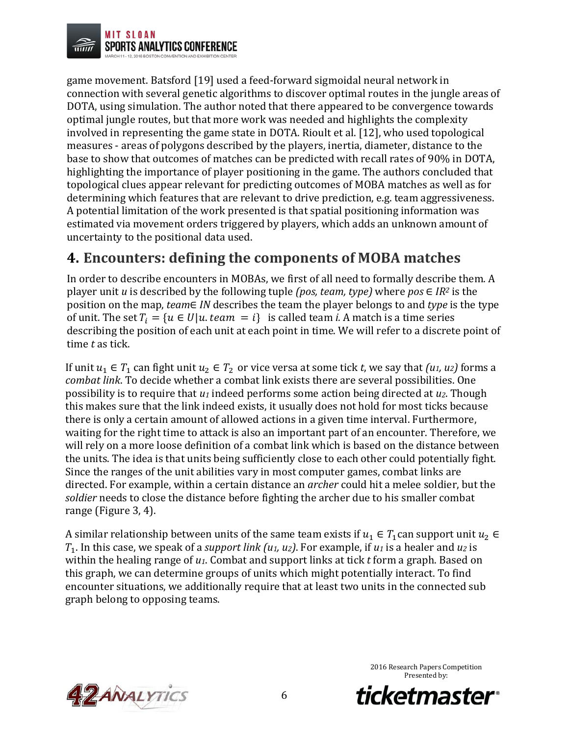game movement. Batsford [19] used a feed-forward sigmoidal neural network in connection with several genetic algorithms to discover optimal routes in the jungle areas of DOTA, using simulation. The author noted that there appeared to be convergence towards optimal jungle routes, but that more work was needed and highlights the complexity involved in representing the game state in DOTA. Rioult et al. [12], who used topological measures - areas of polygons described by the players, inertia, diameter, distance to the base to show that outcomes of matches can be predicted with recall rates of 90% in DOTA, highlighting the importance of player positioning in the game. The authors concluded that topological clues appear relevant for predicting outcomes of MOBA matches as well as for determining which features that are relevant to drive prediction, e.g. team aggressiveness. A potential limitation of the work presented is that spatial positioning information was estimated via movement orders triggered by players, which adds an unknown amount of uncertainty to the positional data used.

## 4. Encounters: defining the components of MOBA matches

In order to describe encounters in MOBAs, we first of all need to formally describe them. A player unit *u* is described by the following tuple *(pos, team, type)* where $pos \in IR^2$ is the position on the map, $team \in IN$ describes the team the player belongs to and *type* is the type of unit. The set $T_i = \{u \in U | u.team = i\}$ is called team *i.* A match is a time series describing the position of each unit at each point in time. We will refer to a discrete point of time *t* as tick.

If unit $u_1 \in T_1$ can fight unit $u_2 \in T_2$ or vice versa at some tick *t*, we say that $(u_1, u_2)$ forms a *combat link*. To decide whether a combat link exists there are several possibilities. One possibility is to require that $u_1$ indeed performs some action being directed at $u_2$. Though this makes sure that the link indeed exists, it usually does not hold for most ticks because there is only a certain amount of allowed actions in a given time interval. Furthermore, waiting for the right time to attack is also an important part of an encounter. Therefore, we will rely on a more loose definition of a combat link which is based on the distance between the units. The idea is that units being sufficiently close to each other could potentially fight. Since the ranges of the unit abilities vary in most computer games, combat links are directed. For example, within a certain distance an *archer* could hit a melee soldier, but the *soldier* needs to close the distance before fighting the archer due to his smaller combat range (Figure 3, 4).

A similar relationship between units of the same team exists if $u_1 \in T_1$ can support unit $u_2 \in T_1$. In this case, we speak of a *support link* $(u_1, u_2)$. For example, if $u_1$ is a healer and $u_2$ is within the healing range of $u_1$. Combat and support links at tick *t* form a graph. Based on this graph, we can determine groups of units which might potentially interact. To find encounter situations, we additionally require that at least two units in the connected sub graph belong to opposing teams.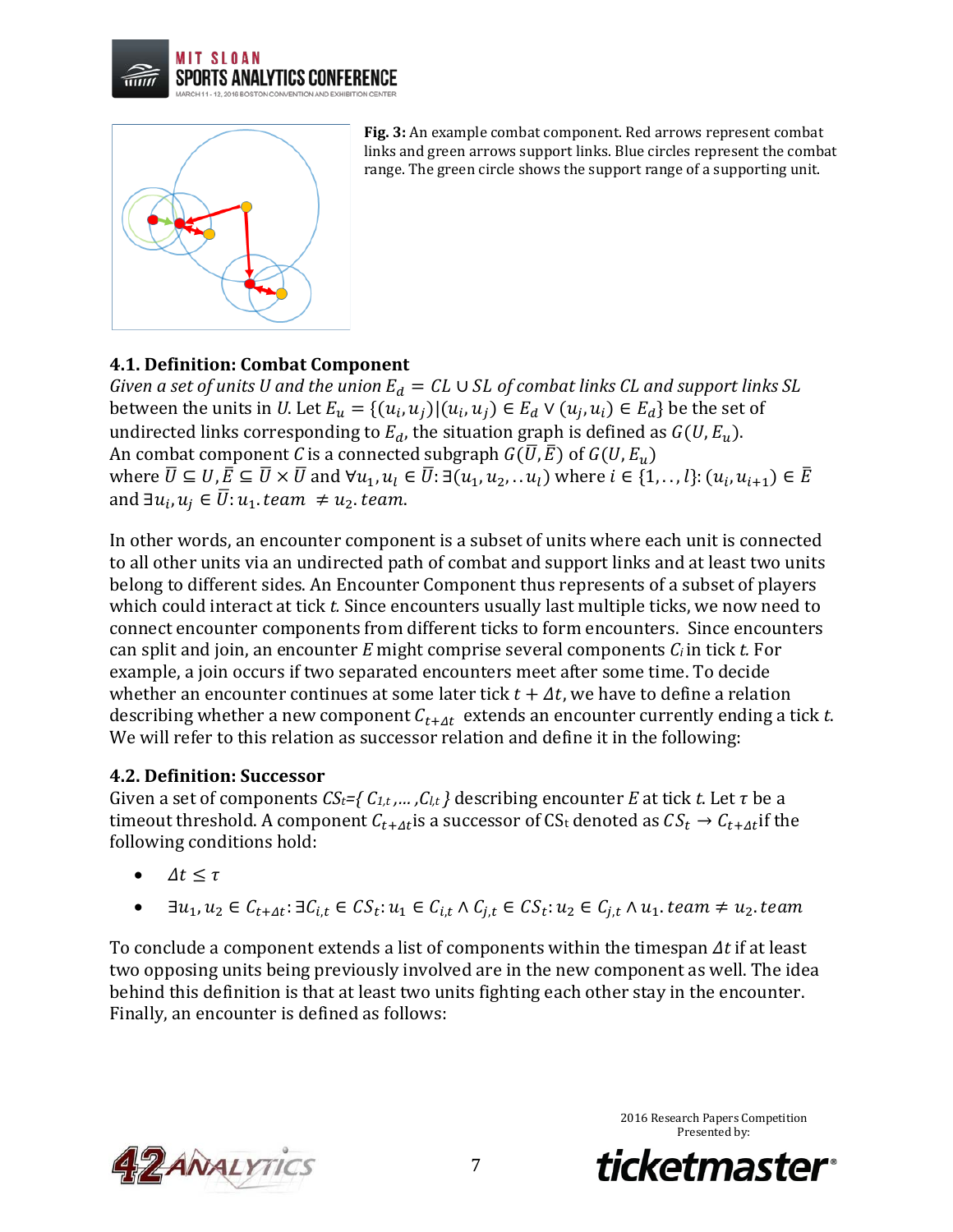**Fig. 3:** An example combat component. Red arrows represent combat links and green arrows support links. Blue circles represent the combat range. The green circle shows the support range of a supporting unit.

### 4.1. Definition: Combat Component

*Given a set of units U and the union $E_d = CL \cup SL$ of combat links CL and support links SL* between the units in *U*. Let $E_u = \{(u_i, u_j) | (u_i, u_j) \in E_d \vee (u_j, u_i) \in E_d\}$ be the set of undirected links corresponding to $E_d$, the situation graph is defined as $G(U, E_u)$. An combat component $C$ is a connected subgraph $G(\bar{U}, \bar{E})$ of $G(U, E_u)$ where $\bar{U} \subseteq U, \bar{E} \subseteq \bar{U} \times \bar{U}$ and $\forall u_1, u_l \in \bar{U}: \exists (u_1, u_2, .. u_l)$ where $i \in \{1, .., l\}: (u_i, u_{i+1}) \in \bar{E}$ and $\exists u_i, u_j \in \bar{U}: u_1.team \neq u_2.team$.

In other words, an encounter component is a subset of units where each unit is connected to all other units via an undirected path of combat and support links and at least two units belong to different sides. An Encounter Component thus represents of a subset of players which could interact at tick *t.* Since encounters usually last multiple ticks, we now need to connect encounter components from different ticks to form encounters. Since encounters can split and join, an encounter *E* might comprise several components $C_i$ in tick *t.* For example, a join occurs if two separated encounters meet after some time. To decide whether an encounter continues at some later tick $t + \Delta t$, we have to define a relation describing whether a new component $C_{t+\Delta t}$ extends an encounter currently ending a tick *t*. We will refer to this relation as successor relation and define it in the following:

### 4.2. Definition: Successor

Given a set of components $CS_t = \{ C_{1,t}, \dots, C_{l,t} \}$ describing encounter *E* at tick *t*. Let $\tau$ be a timeout threshold. A component $C_{t+\Delta t}$ is a successor of $CS_t$ denoted as $CS_t \rightarrow C_{t+\Delta t}$ if the following conditions hold:

- $\Delta t \leq \tau$
- $\exists u_1, u_2 \in C_{t+\Delta t}: \exists C_{i,t} \in CS_t: u_1 \in C_{i,t} \wedge C_{j,t} \in CS_t: u_2 \in C_{j,t} \wedge u_1.team \neq u_2.team$

To conclude a component extends a list of components within the timespan $\Delta t$ if at least two opposing units being previously involved are in the new component as well. The idea behind this definition is that at least two units fighting each other stay in the encounter. Finally, an encounter is defined as follows: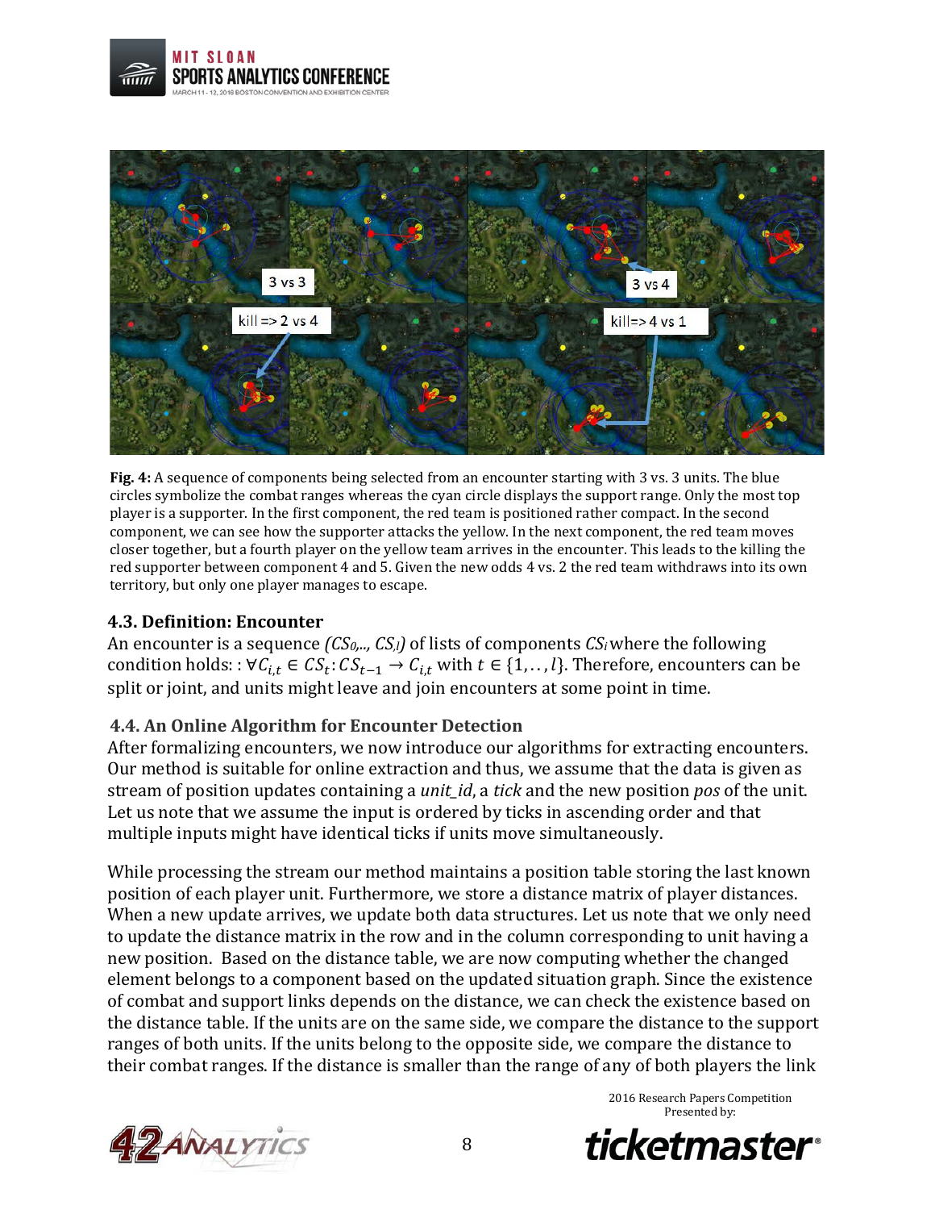**Fig. 4:** A sequence of components being selected from an encounter starting with 3 vs. 3 units. The blue circles symbolize the combat ranges whereas the cyan circle displays the support range. Only the most top player is a supporter. In the first component, the red team is positioned rather compact. In the second component, we can see how the supporter attacks the yellow. In the next component, the red team moves closer together, but a fourth player on the yellow team arrives in the encounter. This leads to the killing the red supporter between component 4 and 5. Given the new odds 4 vs. 2 the red team withdraws into its own territory, but only one player manages to escape.

### 4.3. Definition: Encounter

An encounter is a sequence $(CS_0,.., CS_l)$ of lists of components $CS_i$ where the following condition holds: : $\forall C_{i,t} \in CS_t : CS_{t-1} \rightarrow C_{i,t}$ with $t \in \{1,..,l\}$. Therefore, encounters can be split or joint, and units might leave and join encounters at some point in time.

### 4.4. An Online Algorithm for Encounter Detection

After formalizing encounters, we now introduce our algorithms for extracting encounters. Our method is suitable for online extraction and thus, we assume that the data is given as stream of position updates containing a *unit_id*, a *tick* and the new position *pos* of the unit. Let us note that we assume the input is ordered by ticks in ascending order and that multiple inputs might have identical ticks if units move simultaneously.

While processing the stream our method maintains a position table storing the last known position of each player unit. Furthermore, we store a distance matrix of player distances. When a new update arrives, we update both data structures. Let us note that we only need to update the distance matrix in the row and in the column corresponding to unit having a new position. Based on the distance table, we are now computing whether the changed element belongs to a component based on the updated situation graph. Since the existence of combat and support links depends on the distance, we can check the existence based on the distance table. If the units are on the same side, we compare the distance to the support ranges of both units. If the units belong to the opposite side, we compare the distance to their combat ranges. If the distance is smaller than the range of any of both players the link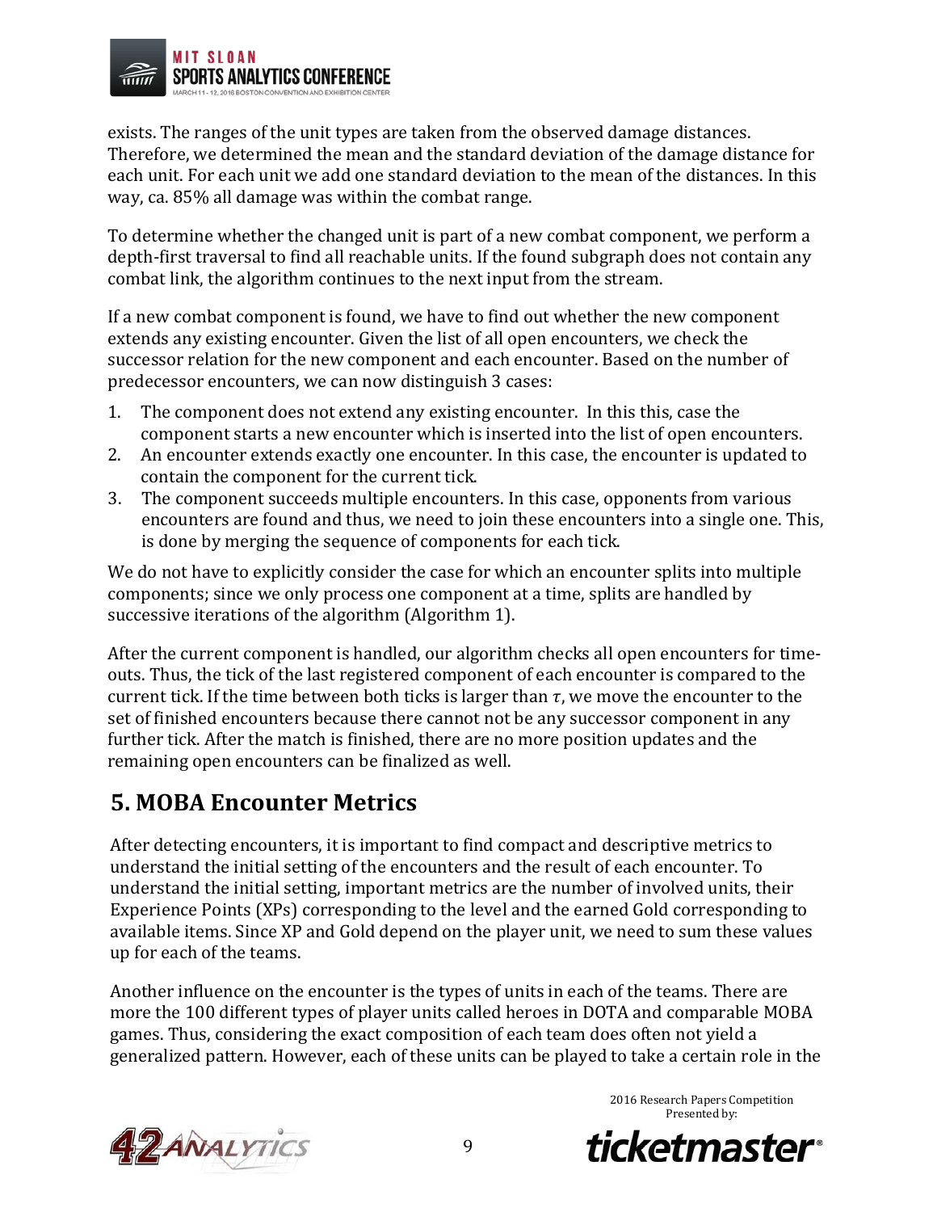exists. The ranges of the unit types are taken from the observed damage distances. Therefore, we determined the mean and the standard deviation of the damage distance for each unit. For each unit we add one standard deviation to the mean of the distances. In this way, ca. 85% all damage was within the combat range.

To determine whether the changed unit is part of a new combat component, we perform a depth-first traversal to find all reachable units. If the found subgraph does not contain any combat link, the algorithm continues to the next input from the stream.

If a new combat component is found, we have to find out whether the new component extends any existing encounter. Given the list of all open encounters, we check the successor relation for the new component and each encounter. Based on the number of predecessor encounters, we can now distinguish 3 cases:

1. The component does not extend any existing encounter. In this this, case the component starts a new encounter which is inserted into the list of open encounters.
2. An encounter extends exactly one encounter. In this case, the encounter is updated to contain the component for the current tick.
3. The component succeeds multiple encounters. In this case, opponents from various encounters are found and thus, we need to join these encounters into a single one. This, is done by merging the sequence of components for each tick.

We do not have to explicitly consider the case for which an encounter splits into multiple components; since we only process one component at a time, splits are handled by successive iterations of the algorithm (Algorithm 1).

After the current component is handled, our algorithm checks all open encounters for time-outs. Thus, the tick of the last registered component of each encounter is compared to the current tick. If the time between both ticks is larger than $\tau$, we move the encounter to the set of finished encounters because there cannot not be any successor component in any further tick. After the match is finished, there are no more position updates and the remaining open encounters can be finalized as well.

## 5. MOBA Encounter Metrics

After detecting encounters, it is important to find compact and descriptive metrics to understand the initial setting of the encounters and the result of each encounter. To understand the initial setting, important metrics are the number of involved units, their Experience Points (XPs) corresponding to the level and the earned Gold corresponding to available items. Since XP and Gold depend on the player unit, we need to sum these values up for each of the teams.

Another influence on the encounter is the types of units in each of the teams. There are more the 100 different types of player units called heroes in DOTA and comparable MOBA games. Thus, considering the exact composition of each team does often not yield a generalized pattern. However, each of these units can be played to take a certain role in the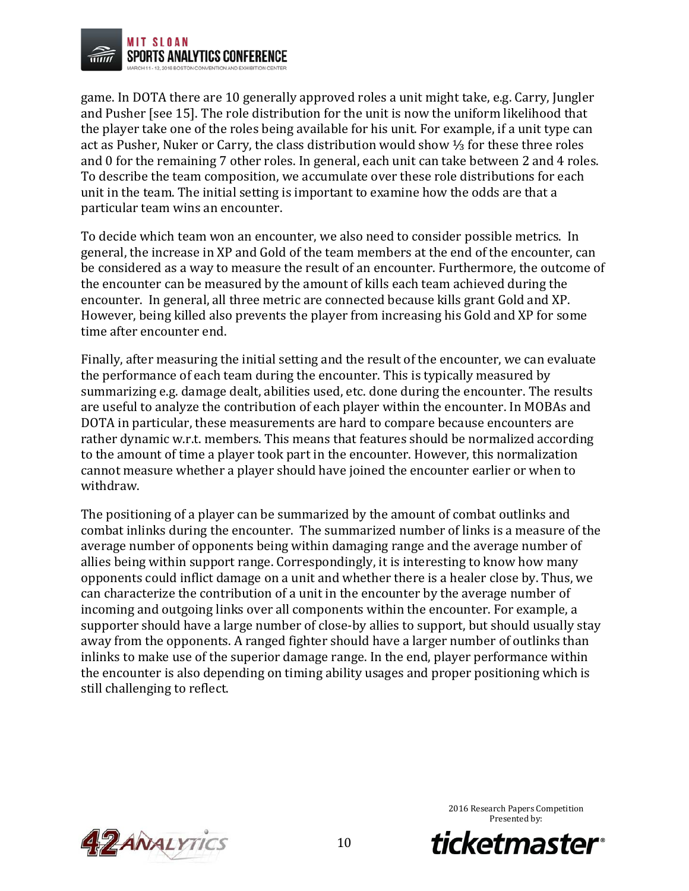game. In DOTA there are 10 generally approved roles a unit might take, e.g. Carry, Jungler and Pusher [see 15]. The role distribution for the unit is now the uniform likelihood that the player take one of the roles being available for his unit. For example, if a unit type can act as Pusher, Nuker or Carry, the class distribution would show ⅓ for these three roles and 0 for the remaining 7 other roles. In general, each unit can take between 2 and 4 roles. To describe the team composition, we accumulate over these role distributions for each unit in the team. The initial setting is important to examine how the odds are that a particular team wins an encounter.

To decide which team won an encounter, we also need to consider possible metrics. In general, the increase in XP and Gold of the team members at the end of the encounter, can be considered as a way to measure the result of an encounter. Furthermore, the outcome of the encounter can be measured by the amount of kills each team achieved during the encounter. In general, all three metric are connected because kills grant Gold and XP. However, being killed also prevents the player from increasing his Gold and XP for some time after encounter end.

Finally, after measuring the initial setting and the result of the encounter, we can evaluate the performance of each team during the encounter. This is typically measured by summarizing e.g. damage dealt, abilities used, etc. done during the encounter. The results are useful to analyze the contribution of each player within the encounter. In MOBAs and DOTA in particular, these measurements are hard to compare because encounters are rather dynamic w.r.t. members. This means that features should be normalized according to the amount of time a player took part in the encounter. However, this normalization cannot measure whether a player should have joined the encounter earlier or when to withdraw.

The positioning of a player can be summarized by the amount of combat outlinks and combat inlinks during the encounter. The summarized number of links is a measure of the average number of opponents being within damaging range and the average number of allies being within support range. Correspondingly, it is interesting to know how many opponents could inflict damage on a unit and whether there is a healer close by. Thus, we can characterize the contribution of a unit in the encounter by the average number of incoming and outgoing links over all components within the encounter. For example, a supporter should have a large number of close-by allies to support, but should usually stay away from the opponents. A ranged fighter should have a larger number of outlinks than inlinks to make use of the superior damage range. In the end, player performance within the encounter is also depending on timing ability usages and proper positioning which is still challenging to reflect.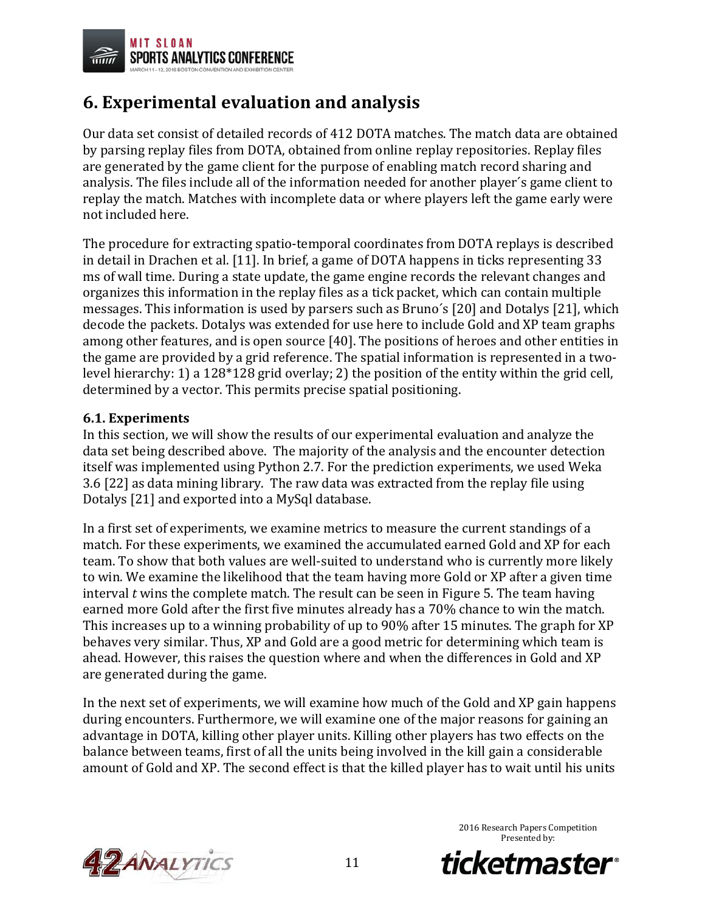## 6. Experimental evaluation and analysis

Our data set consist of detailed records of 412 DOTA matches. The match data are obtained by parsing replay files from DOTA, obtained from online replay repositories. Replay files are generated by the game client for the purpose of enabling match record sharing and analysis. The files include all of the information needed for another player´s game client to replay the match. Matches with incomplete data or where players left the game early were not included here.

The procedure for extracting spatio-temporal coordinates from DOTA replays is described in detail in Drachen et al. [11]. In brief, a game of DOTA happens in ticks representing 33 ms of wall time. During a state update, the game engine records the relevant changes and organizes this information in the replay files as a tick packet, which can contain multiple messages. This information is used by parsers such as Bruno´s [20] and Dotalys [21], which decode the packets. Dotalys was extended for use here to include Gold and XP team graphs among other features, and is open source [40]. The positions of heroes and other entities in the game are provided by a grid reference. The spatial information is represented in a two-level hierarchy: 1) a 128*128 grid overlay; 2) the position of the entity within the grid cell, determined by a vector. This permits precise spatial positioning.

### 6.1. Experiments

In this section, we will show the results of our experimental evaluation and analyze the data set being described above. The majority of the analysis and the encounter detection itself was implemented using Python 2.7. For the prediction experiments, we used Weka 3.6 [22] as data mining library. The raw data was extracted from the replay file using Dotalys [21] and exported into a MySql database.

In a first set of experiments, we examine metrics to measure the current standings of a match. For these experiments, we examined the accumulated earned Gold and XP for each team. To show that both values are well-suited to understand who is currently more likely to win. We examine the likelihood that the team having more Gold or XP after a given time interval *t* wins the complete match. The result can be seen in Figure 5. The team having earned more Gold after the first five minutes already has a 70% chance to win the match. This increases up to a winning probability of up to 90% after 15 minutes. The graph for XP behaves very similar. Thus, XP and Gold are a good metric for determining which team is ahead. However, this raises the question where and when the differences in Gold and XP are generated during the game.

In the next set of experiments, we will examine how much of the Gold and XP gain happens during encounters. Furthermore, we will examine one of the major reasons for gaining an advantage in DOTA, killing other player units. Killing other players has two effects on the balance between teams, first of all the units being involved in the kill gain a considerable amount of Gold and XP. The second effect is that the killed player has to wait until his units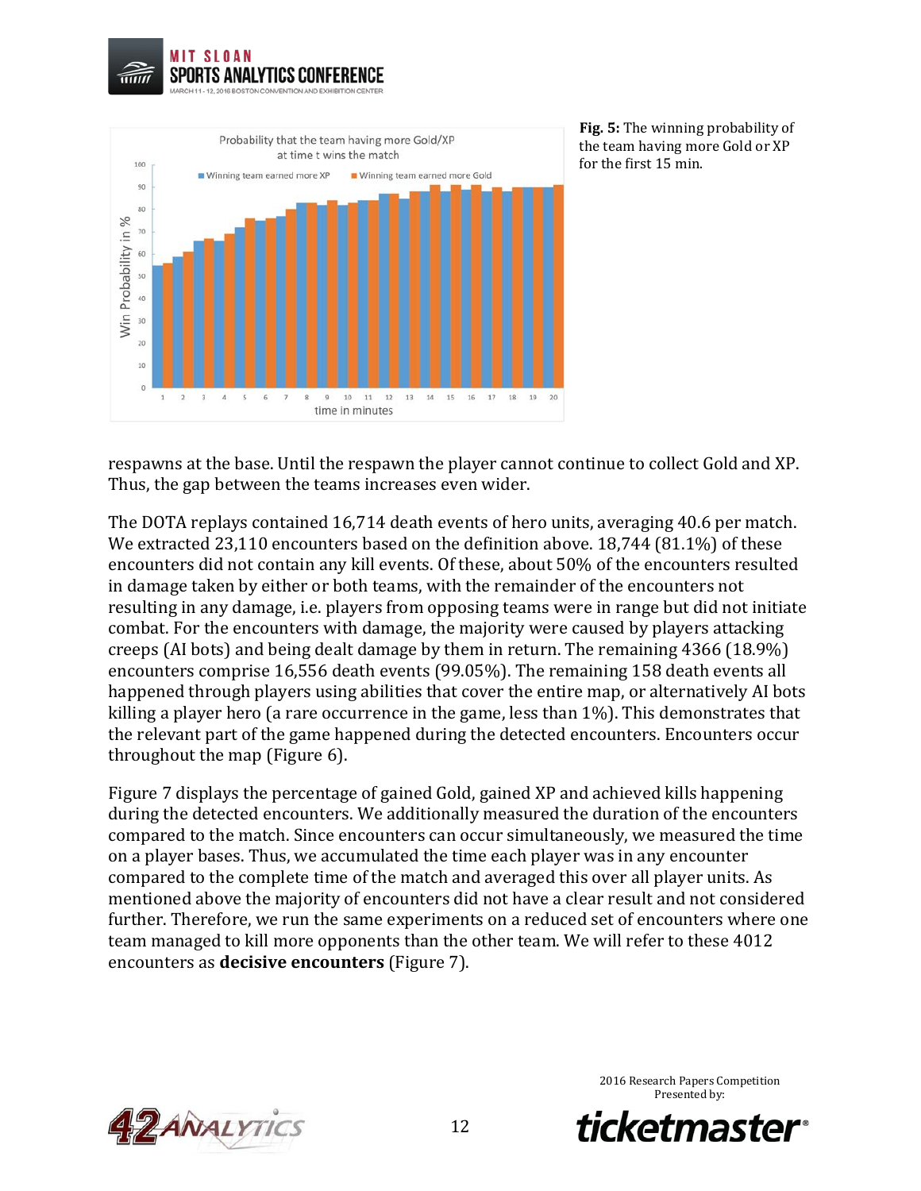**Fig. 5:** The winning probability of the team having more Gold or XP for the first 15 min.

respawns at the base. Until the respawn the player cannot continue to collect Gold and XP. Thus, the gap between the teams increases even wider.

The DOTA replays contained 16,714 death events of hero units, averaging 40.6 per match. We extracted 23,110 encounters based on the definition above. 18,744 (81.1%) of these encounters did not contain any kill events. Of these, about 50% of the encounters resulted in damage taken by either or both teams, with the remainder of the encounters not resulting in any damage, i.e. players from opposing teams were in range but did not initiate combat. For the encounters with damage, the majority were caused by players attacking creeps (AI bots) and being dealt damage by them in return. The remaining 4366 (18.9%) encounters comprise 16,556 death events (99.05%). The remaining 158 death events all happened through players using abilities that cover the entire map, or alternatively AI bots killing a player hero (a rare occurrence in the game, less than 1%). This demonstrates that the relevant part of the game happened during the detected encounters. Encounters occur throughout the map (Figure 6).

Figure 7 displays the percentage of gained Gold, gained XP and achieved kills happening during the detected encounters. We additionally measured the duration of the encounters compared to the match. Since encounters can occur simultaneously, we measured the time on a player bases. Thus, we accumulated the time each player was in any encounter compared to the complete time of the match and averaged this over all player units. As mentioned above the majority of encounters did not have a clear result and not considered further. Therefore, we run the same experiments on a reduced set of encounters where one team managed to kill more opponents than the other team. We will refer to these 4012 encounters as **decisive encounters** (Figure 7).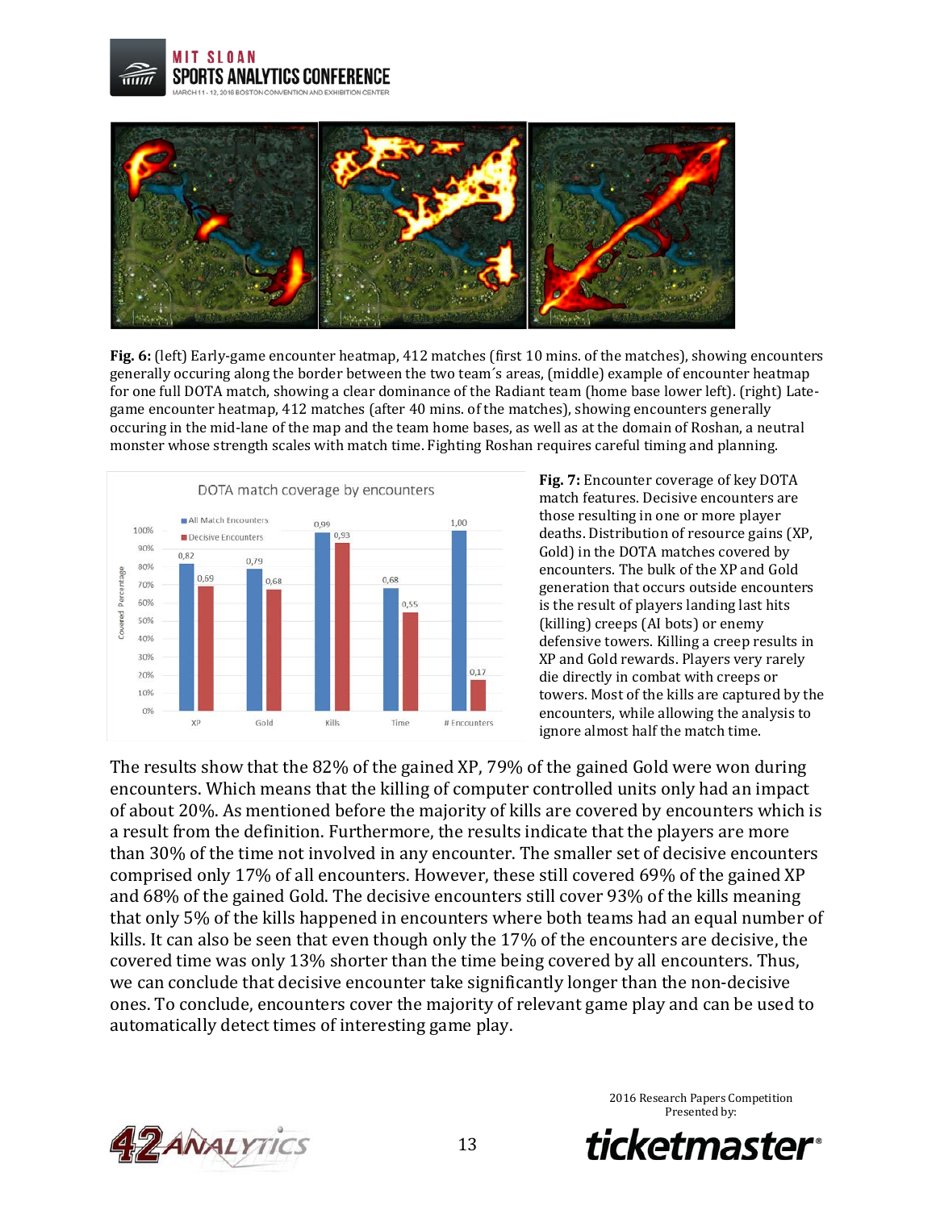**Fig. 6:** (left) Early-game encounter heatmap, 412 matches (first 10 mins. of the matches), showing encounters generally occuring along the border between the two team´s areas, (middle) example of encounter heatmap for one full DOTA match, showing a clear dominance of the Radiant team (home base lower left). (right) Late-game encounter heatmap, 412 matches (after 40 mins. of the matches), showing encounters generally occuring in the mid-lane of the map and the team home bases, as well as at the domain of Roshan, a neutral monster whose strength scales with match time. Fighting Roshan requires careful timing and planning.

**Fig. 7:** Encounter coverage of key DOTA match features. Decisive encounters are those resulting in one or more player deaths. Distribution of resource gains (XP, Gold) in the DOTA matches covered by encounters. The bulk of the XP and Gold generation that occurs outside encounters is the result of players landing last hits (killing) creeps (AI bots) or enemy defensive towers. Killing a creep results in XP and Gold rewards. Players very rarely die directly in combat with creeps or towers. Most of the kills are captured by the encounters, while allowing the analysis to ignore almost half the match time.

The results show that the 82% of the gained XP, 79% of the gained Gold were won during encounters. Which means that the killing of computer controlled units only had an impact of about 20%. As mentioned before the majority of kills are covered by encounters which is a result from the definition. Furthermore, the results indicate that the players are more than 30% of the time not involved in any encounter. The smaller set of decisive encounters comprised only 17% of all encounters. However, these still covered 69% of the gained XP and 68% of the gained Gold. The decisive encounters still cover 93% of the kills meaning that only 5% of the kills happened in encounters where both teams had an equal number of kills. It can also be seen that even though only the 17% of the encounters are decisive, the covered time was only 13% shorter than the time being covered by all encounters. Thus, we can conclude that decisive encounter take significantly longer than the non-decisive ones. To conclude, encounters cover the majority of relevant game play and can be used to automatically detect times of interesting game play.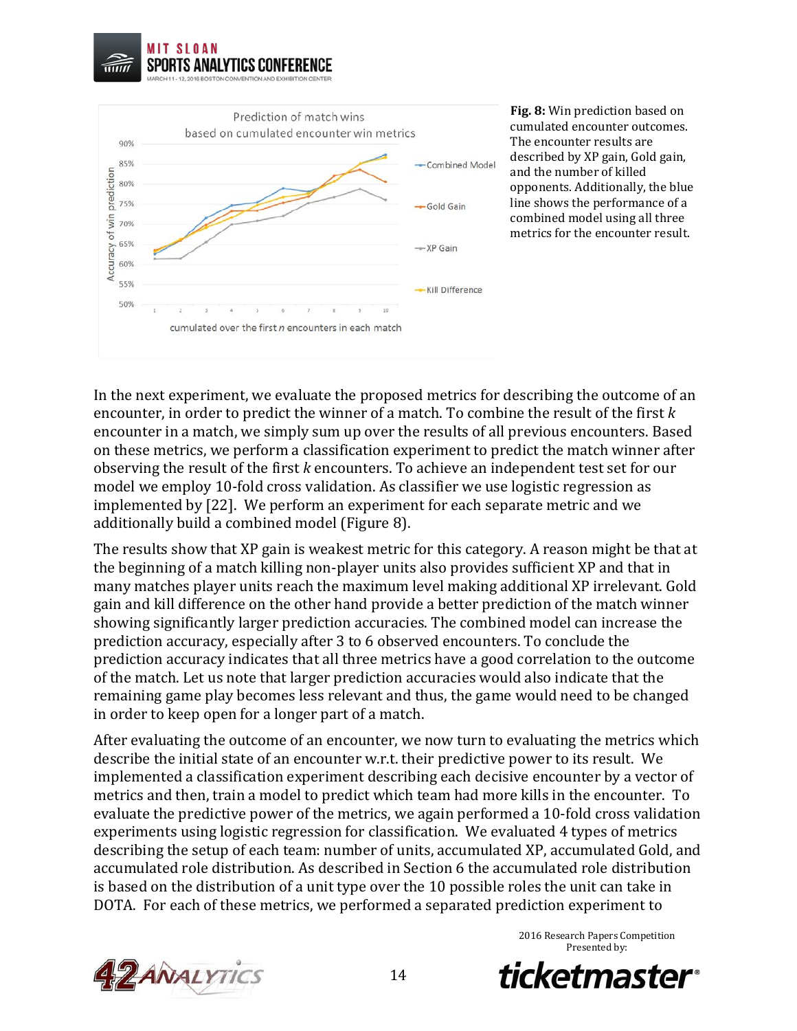**Fig. 8:** Win prediction based on cumulated encounter outcomes. The encounter results are described by XP gain, Gold gain, and the number of killed opponents. Additionally, the blue line shows the performance of a combined model using all three metrics for the encounter result.

In the next experiment, we evaluate the proposed metrics for describing the outcome of an encounter, in order to predict the winner of a match. To combine the result of the first $k$ encounter in a match, we simply sum up over the results of all previous encounters. Based on these metrics, we perform a classification experiment to predict the match winner after observing the result of the first $k$ encounters. To achieve an independent test set for our model we employ 10-fold cross validation. As classifier we use logistic regression as implemented by [22]. We perform an experiment for each separate metric and we additionally build a combined model (Figure 8).

The results show that XP gain is weakest metric for this category. A reason might be that at the beginning of a match killing non-player units also provides sufficient XP and that in many matches player units reach the maximum level making additional XP irrelevant. Gold gain and kill difference on the other hand provide a better prediction of the match winner showing significantly larger prediction accuracies. The combined model can increase the prediction accuracy, especially after 3 to 6 observed encounters. To conclude the prediction accuracy indicates that all three metrics have a good correlation to the outcome of the match. Let us note that larger prediction accuracies would also indicate that the remaining game play becomes less relevant and thus, the game would need to be changed in order to keep open for a longer part of a match.

After evaluating the outcome of an encounter, we now turn to evaluating the metrics which describe the initial state of an encounter w.r.t. their predictive power to its result. We implemented a classification experiment describing each decisive encounter by a vector of metrics and then, train a model to predict which team had more kills in the encounter. To evaluate the predictive power of the metrics, we again performed a 10-fold cross validation experiments using logistic regression for classification. We evaluated 4 types of metrics describing the setup of each team: number of units, accumulated XP, accumulated Gold, and accumulated role distribution. As described in Section 6 the accumulated role distribution is based on the distribution of a unit type over the 10 possible roles the unit can take in DOTA. For each of these metrics, we performed a separated prediction experiment to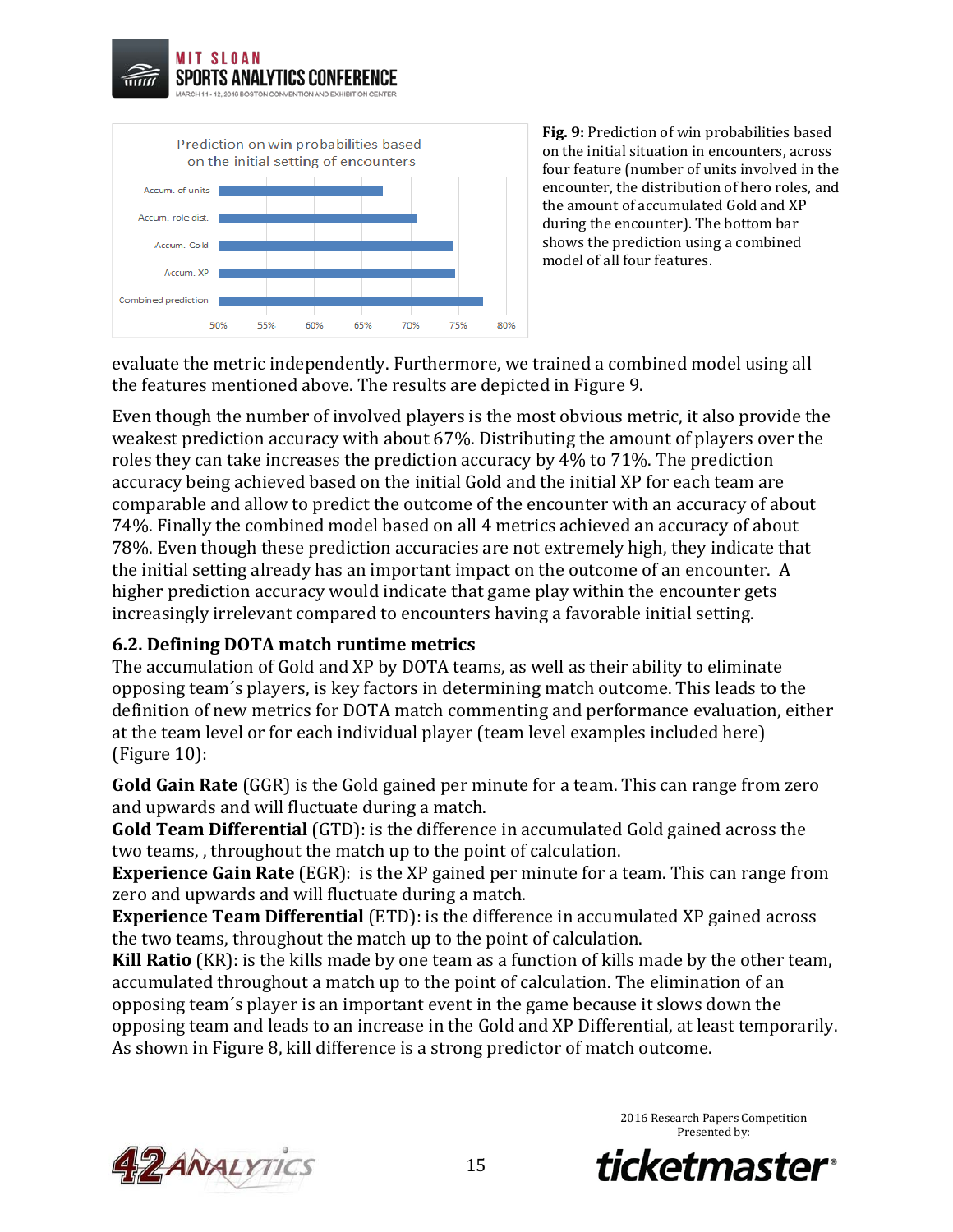Fig. 9: Prediction of win probabilities based on the initial situation in encounters, across four feature (number of units involved in the encounter, the distribution of hero roles, and the amount of accumulated Gold and XP during the encounter). The bottom bar shows the prediction using a combined model of all four features.

evaluate the metric independently. Furthermore, we trained a combined model using all the features mentioned above. The results are depicted in Figure 9.

Even though the number of involved players is the most obvious metric, it also provide the weakest prediction accuracy with about 67%. Distributing the amount of players over the roles they can take increases the prediction accuracy by 4% to 71%. The prediction accuracy being achieved based on the initial Gold and the initial XP for each team are comparable and allow to predict the outcome of the encounter with an accuracy of about 74%. Finally the combined model based on all 4 metrics achieved an accuracy of about 78%. Even though these prediction accuracies are not extremely high, they indicate that the initial setting already has an important impact on the outcome of an encounter. A higher prediction accuracy would indicate that game play within the encounter gets increasingly irrelevant compared to encounters having a favorable initial setting.

### 6.2. Defining DOTA match runtime metrics

The accumulation of Gold and XP by DOTA teams, as well as their ability to eliminate opposing team´s players, is key factors in determining match outcome. This leads to the definition of new metrics for DOTA match commenting and performance evaluation, either at the team level or for each individual player (team level examples included here) (Figure 10):

**Gold Gain Rate** (GGR) is the Gold gained per minute for a team. This can range from zero and upwards and will fluctuate during a match.
**Gold Team Differential** (GTD): is the difference in accumulated Gold gained across the two teams, , throughout the match up to the point of calculation.
**Experience Gain Rate** (EGR): is the XP gained per minute for a team. This can range from zero and upwards and will fluctuate during a match.
**Experience Team Differential** (ETD): is the difference in accumulated XP gained across the two teams, throughout the match up to the point of calculation.
**Kill Ratio** (KR): is the kills made by one team as a function of kills made by the other team, accumulated throughout a match up to the point of calculation. The elimination of an opposing team´s player is an important event in the game because it slows down the opposing team and leads to an increase in the Gold and XP Differential, at least temporarily. As shown in Figure 8, kill difference is a strong predictor of match outcome.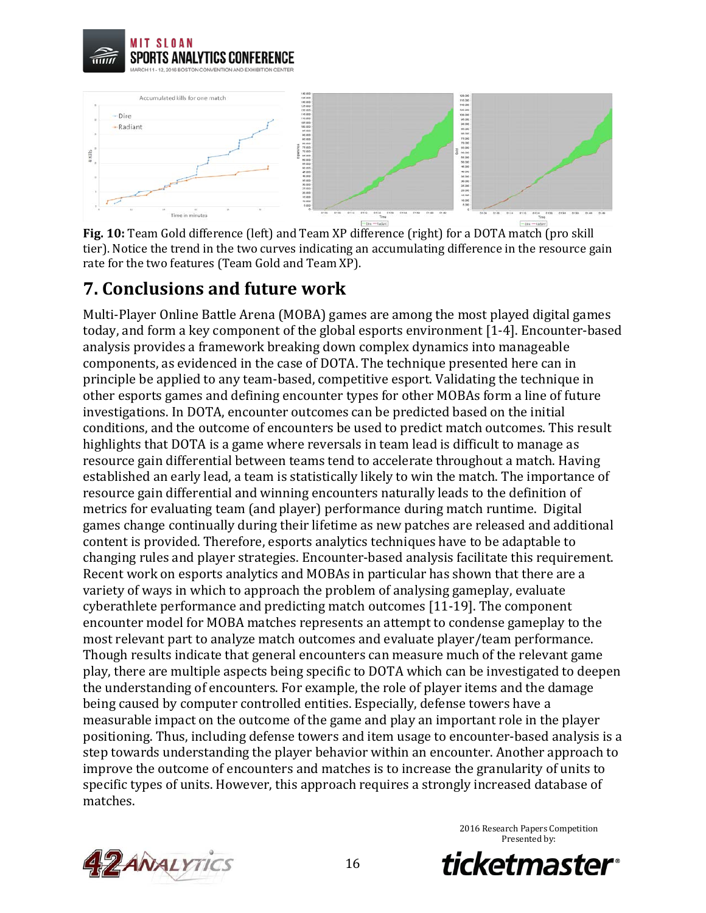**Fig. 10:** Team Gold difference (left) and Team XP difference (right) for a DOTA match (pro skill tier). Notice the trend in the two curves indicating an accumulating difference in the resource gain rate for the two features (Team Gold and Team XP).

## 7. Conclusions and future work

Multi-Player Online Battle Arena (MOBA) games are among the most played digital games today, and form a key component of the global esports environment [1-4]. Encounter-based analysis provides a framework breaking down complex dynamics into manageable components, as evidenced in the case of DOTA. The technique presented here can in principle be applied to any team-based, competitive esport. Validating the technique in other esports games and defining encounter types for other MOBAs form a line of future investigations. In DOTA, encounter outcomes can be predicted based on the initial conditions, and the outcome of encounters be used to predict match outcomes. This result highlights that DOTA is a game where reversals in team lead is difficult to manage as resource gain differential between teams tend to accelerate throughout a match. Having established an early lead, a team is statistically likely to win the match. The importance of resource gain differential and winning encounters naturally leads to the definition of metrics for evaluating team (and player) performance during match runtime. Digital games change continually during their lifetime as new patches are released and additional content is provided. Therefore, esports analytics techniques have to be adaptable to changing rules and player strategies. Encounter-based analysis facilitate this requirement. Recent work on esports analytics and MOBAs in particular has shown that there are a variety of ways in which to approach the problem of analysing gameplay, evaluate cyberathlete performance and predicting match outcomes [11-19]. The component encounter model for MOBA matches represents an attempt to condense gameplay to the most relevant part to analyze match outcomes and evaluate player/team performance. Though results indicate that general encounters can measure much of the relevant game play, there are multiple aspects being specific to DOTA which can be investigated to deepen the understanding of encounters. For example, the role of player items and the damage being caused by computer controlled entities. Especially, defense towers have a measurable impact on the outcome of the game and play an important role in the player positioning. Thus, including defense towers and item usage to encounter-based analysis is a step towards understanding the player behavior within an encounter. Another approach to improve the outcome of encounters and matches is to increase the granularity of units to specific types of units. However, this approach requires a strongly increased database of matches.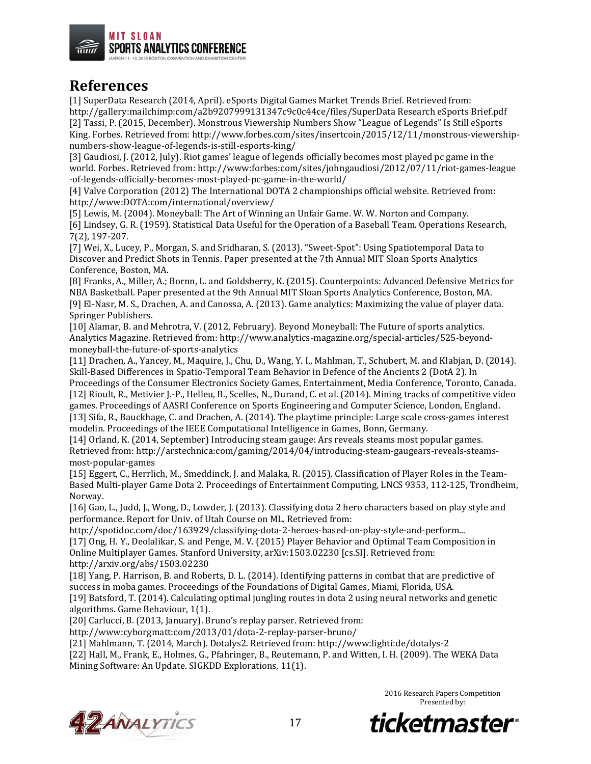## References

[1] SuperData Research (2014, April). eSports Digital Games Market Trends Brief. Retrieved from: http://gallery:mailchimp:com/a2b9207999131347c9c0c44ce/files/SuperData Research eSports Brief.pdf

[2] Tassi, P. (2015, December). Monstrous Viewership Numbers Show "League of Legends" Is Still eSports King. Forbes. Retrieved from: http://www.forbes.com/sites/insertcoin/2015/12/11/monstrous-viewership-numbers-show-league-of-legends-is-still-esports-king/

[3] Gaudiosi, J. (2012, July). Riot games' league of legends officially becomes most played pc game in the world. Forbes. Retrieved from: http://www:forbes:com/sites/johngaudiosi/2012/07/11/riot-games-league-of-legends-officially-becomes-most-played-pc-game-in-the-world/

[4] Valve Corporation (2012) The International DOTA 2 championships official website. Retrieved from: http://www:DOTA:com/international/overview/

[5] Lewis, M. (2004). Moneyball: The Art of Winning an Unfair Game. W. W. Norton and Company.

[6] Lindsey, G. R. (1959). Statistical Data Useful for the Operation of a Baseball Team. Operations Research, 7(2), 197-207.

[7] Wei, X., Lucey, P., Morgan, S. and Sridharan, S. (2013). "Sweet-Spot": Using Spatiotemporal Data to Discover and Predict Shots in Tennis. Paper presented at the 7th Annual MIT Sloan Sports Analytics Conference, Boston, MA.

[8] Franks, A., Miller, A.; Bornn, L. and Goldsberry, K. (2015). Counterpoints: Advanced Defensive Metrics for NBA Basketball. Paper presented at the 9th Annual MIT Sloan Sports Analytics Conference, Boston, MA.

[9] El-Nasr, M. S., Drachen, A. and Canossa, A. (2013). Game analytics: Maximizing the value of player data. Springer Publishers.

[10] Alamar, B. and Mehrotra, V. (2012, February). Beyond Moneyball: The Future of sports analytics. Analytics Magazine. Retrieved from: http://www.analytics-magazine.org/special-articles/525-beyond-moneyball-the-future-of-sports-analytics

[11] Drachen, A., Yancey, M., Maquire, J., Chu, D., Wang, Y. I., Mahlman, T., Schubert, M. and Klabjan, D. (2014). Skill-Based Differences in Spatio-Temporal Team Behavior in Defence of the Ancients 2 (DotA 2). In Proceedings of the Consumer Electronics Society Games, Entertainment, Media Conference, Toronto, Canada.

[12] Rioult, R., Metivier J.-P., Helleu, B., Scelles, N., Durand, C. et al. (2014). Mining tracks of competitive video games. Proceedings of AASRI Conference on Sports Engineering and Computer Science, London, England.

[13] Sifa, R., Bauckhage, C. and Drachen, A. (2014). The playtime principle: Large scale cross-games interest modelin. Proceedings of the IEEE Computational Intelligence in Games, Bonn, Germany.

[14] Orland, K. (2014, September) Introducing steam gauge: Ars reveals steams most popular games. Retrieved from: http://arstechnica:com/gaming/2014/04/introducing-steam-gaugears-reveals-steams-most-popular-games

[15] Eggert, C., Herrlich, M., Smeddinck, J. and Malaka, R. (2015). Classification of Player Roles in the Team-Based Multi-player Game Dota 2. Proceedings of Entertainment Computing, LNCS 9353, 112-125, Trondheim, Norway.

[16] Gao, L., Judd, J., Wong, D., Lowder, J. (2013). Classifying dota 2 hero characters based on play style and performance. Report for Univ. of Utah Course on ML. Retrieved from: http://spotidoc.com/doc/163929/classifying-dota-2-heroes-based-on-play-style-and-perform...

[17] Ong, H. Y., Deolalikar, S. and Penge, M. V. (2015) Player Behavior and Optimal Team Composition in Online Multiplayer Games. Stanford University, arXiv:1503.02230 [cs.SI]. Retrieved from: http://arxiv.org/abs/1503.02230

[18] Yang, P. Harrison, B. and Roberts, D. L. (2014). Identifying patterns in combat that are predictive of success in moba games. Proceedings of the Foundations of Digital Games, Miami, Florida, USA.

[19] Batsford, T. (2014). Calculating optimal jungling routes in dota 2 using neural networks and genetic algorithms. Game Behaviour, 1(1).

[20] Carlucci, B. (2013, January). Bruno's replay parser. Retrieved from: http://www:cyborgmatt:com/2013/01/dota-2-replay-parser-bruno/

[21] Mahlmann, T. (2014, March). Dotalys2. Retrieved from: http://www:lighti:de/dotalys-2

[22] Hall, M., Frank, E., Holmes, G., Pfahringer, B., Reutemann, P. and Witten, I. H. (2009). The WEKA Data Mining Software: An Update. SIGKDD Explorations, 11(1).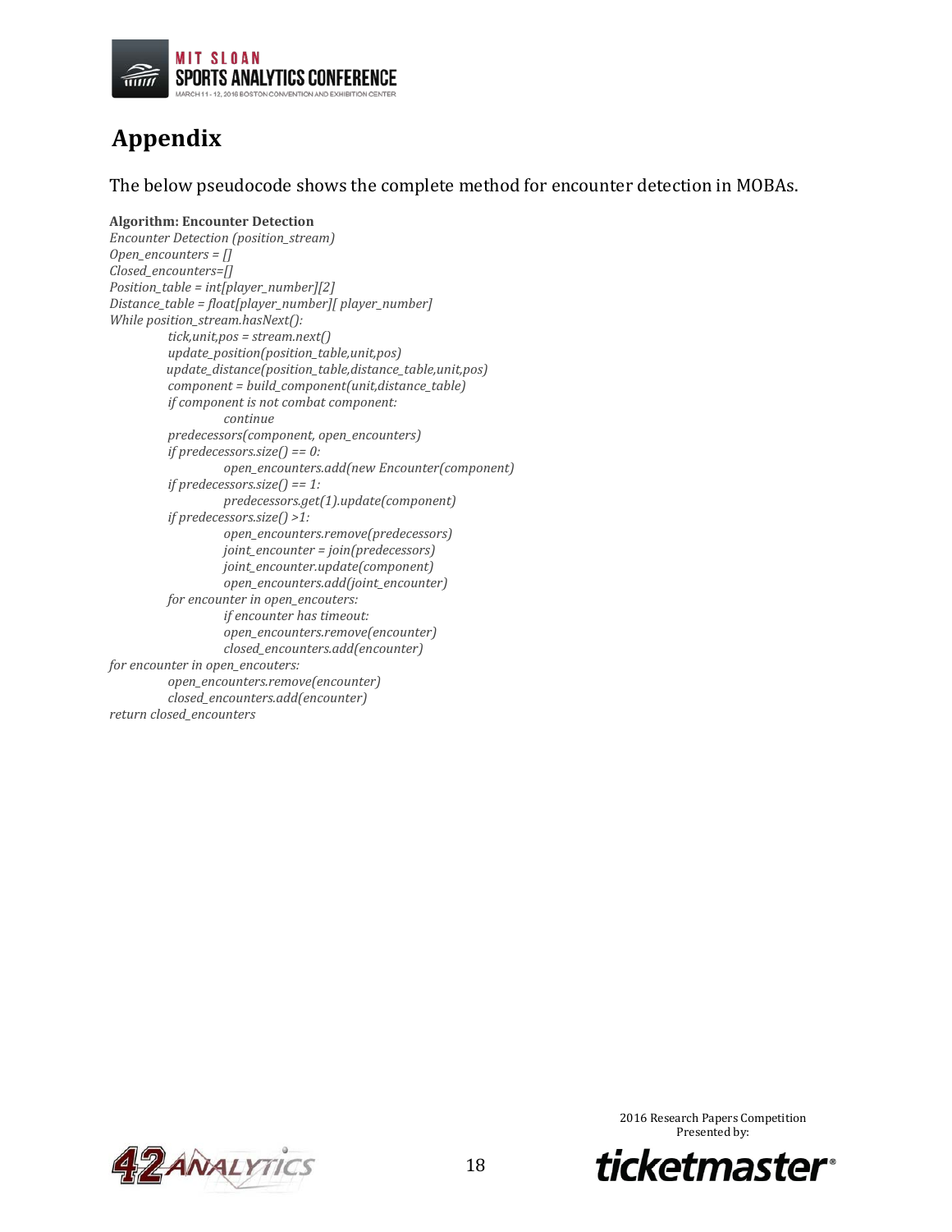# Appendix

The below pseudocode shows the complete method for encounter detection in MOBAs.

**Algorithm: Encounter Detection**

```
Encounter Detection (position_stream)
Open_encounters = []
Closed_encounters=[]
Position_table = int[player_number][2]
Distance_table = float[player_number][ player_number]
While position_stream.hasNext():
        tick,unit,pos = stream.next()
        update_position(position_table,unit,pos)
        update_distance(position_table,distance_table,unit,pos)
        component = build_component(unit,distance_table)
        if component is not combat component:
                continue
        predecessors(component, open_encounters)
        if predecessors.size() == 0:
                open_encounters.add(new Encounter(component)
        if predecessors.size() == 1:
                predecessors.get(1).update(component)
        if predecessors.size() >1:
                open_encounters.remove(predecessors)
                joint_encounter = join(predecessors)
                joint_encounter.update(component)
                open_encounters.add(joint_encounter)
        for encounter in open_encouters:
                if encounter has timeout:
                open_encounters.remove(encounter)
                closed_encounters.add(encounter)
for encounter in open_encouters:
        open_encounters.remove(encounter)
        closed_encounters.add(encounter)
return closed_encounters
```